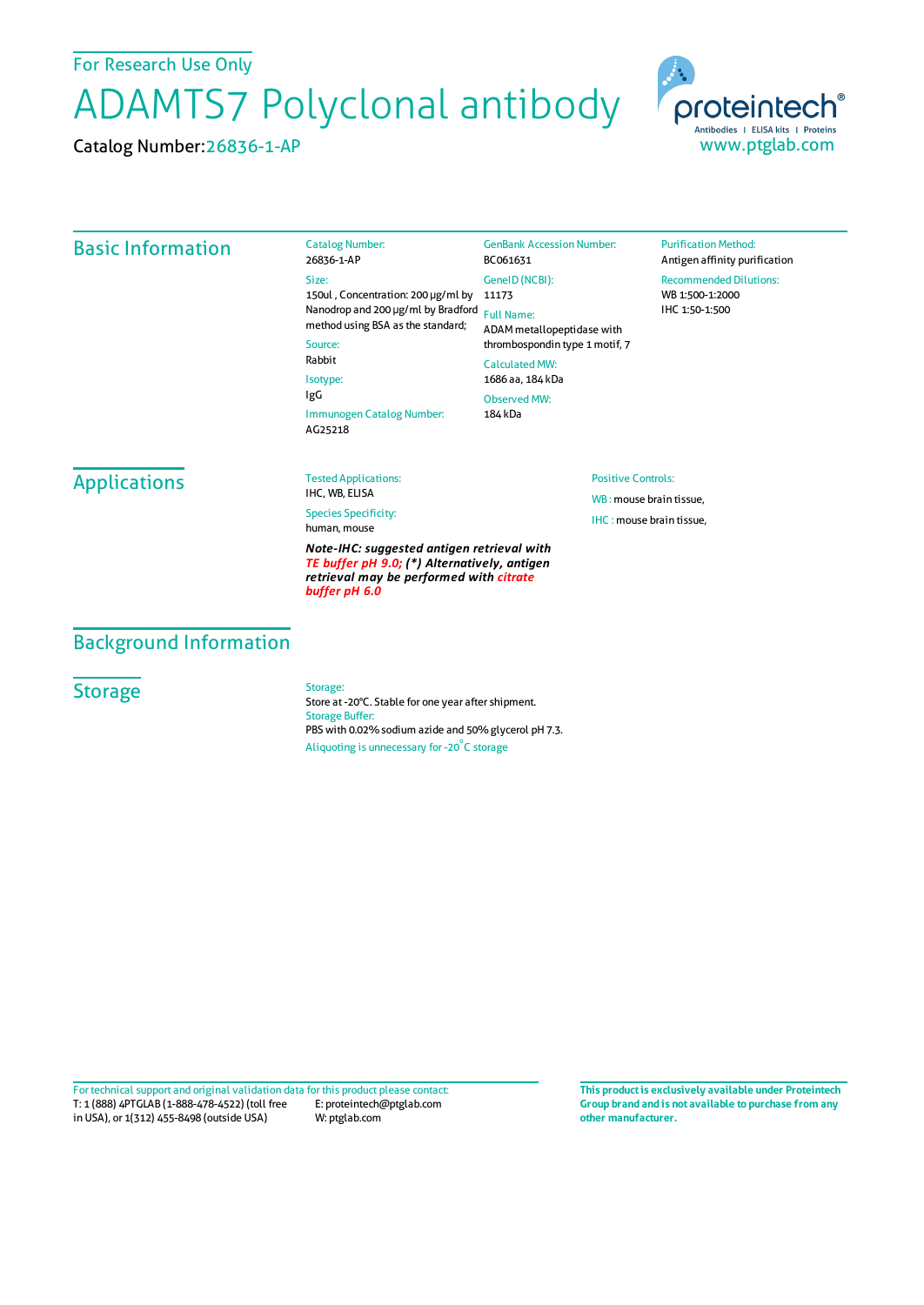For Research Use Only

# ADAMTS7 Polyclonal antibody

Catalog Number:26836-1-AP

proteintech® Antibodies | ELISA kits | Proteins
www.ptglab.com

## Basic Information

Catalog Number:
26836-1-AP

Size:
150ul , Concentration: 200 μg/ml by Nanodrop and 200 μg/ml by Bradford method using BSA as the standard;

Source:
Rabbit

Isotype:
IgG

Immunogen Catalog Number:
AG25218

GenBank Accession Number:
BC061631

GeneID (NCBI):
11173

Full Name:
ADAM metallopeptidase with thrombospondin type 1 motif, 7

Calculated MW:
1686 aa, 184 kDa

Observed MW:
184 kDa

Purification Method:
Antigen affinity purification

Recommended Dilutions:
WB 1:500-1:2000
IHC 1:50-1:500

## Applications

Tested Applications:
IHC, WB, ELISA

Species Specificity:
human, mouse

***Note-IHC: suggested antigen retrieval with TE buffer pH 9.0; (\*) Alternatively, antigen retrieval may be performed with citrate buffer pH 6.0***

Positive Controls:

WB : mouse brain tissue,

IHC : mouse brain tissue,

## Background Information

## Storage

Storage:
Store at -20°C. Stable for one year after shipment.

Storage Buffer:
PBS with 0.02% sodium azide and 50% glycerol pH 7.3.

Aliquoting is unnecessary for -20°C storage

For technical support and original validation data for this product please contact:
T: 1 (888) 4PTGLAB (1-888-478-4522) (toll free in USA), or 1(312) 455-8498 (outside USA)
E: proteintech@ptglab.com
W: ptglab.com

**This product is exclusively available under Proteintech Group brand and is not available to purchase from any other manufacturer.**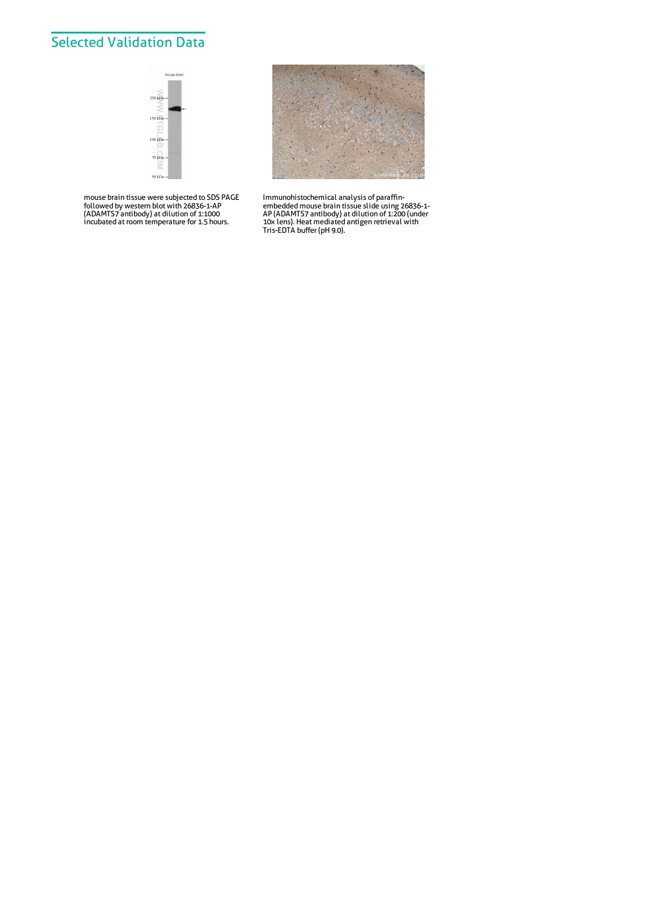## Selected Validation Data

mouse brain

250 kDa→

150 kDa→

100 kDa→

70 kDa→

50 kDa→

mouse brain tissue were subjected to SDS PAGE followed by western blot with 26836-1-AP (ADAMTS7 antibody) at dilution of 1:1000 incubated at room temperature for 1.5 hours.

Immunohistochemical analysis of paraffin-embedded mouse brain tissue slide using 26836-1-AP (ADAMTS7 antibody) at dilution of 1:200 (under 10x lens). Heat mediated antigen retrieval with Tris-EDTA buffer (pH 9.0).